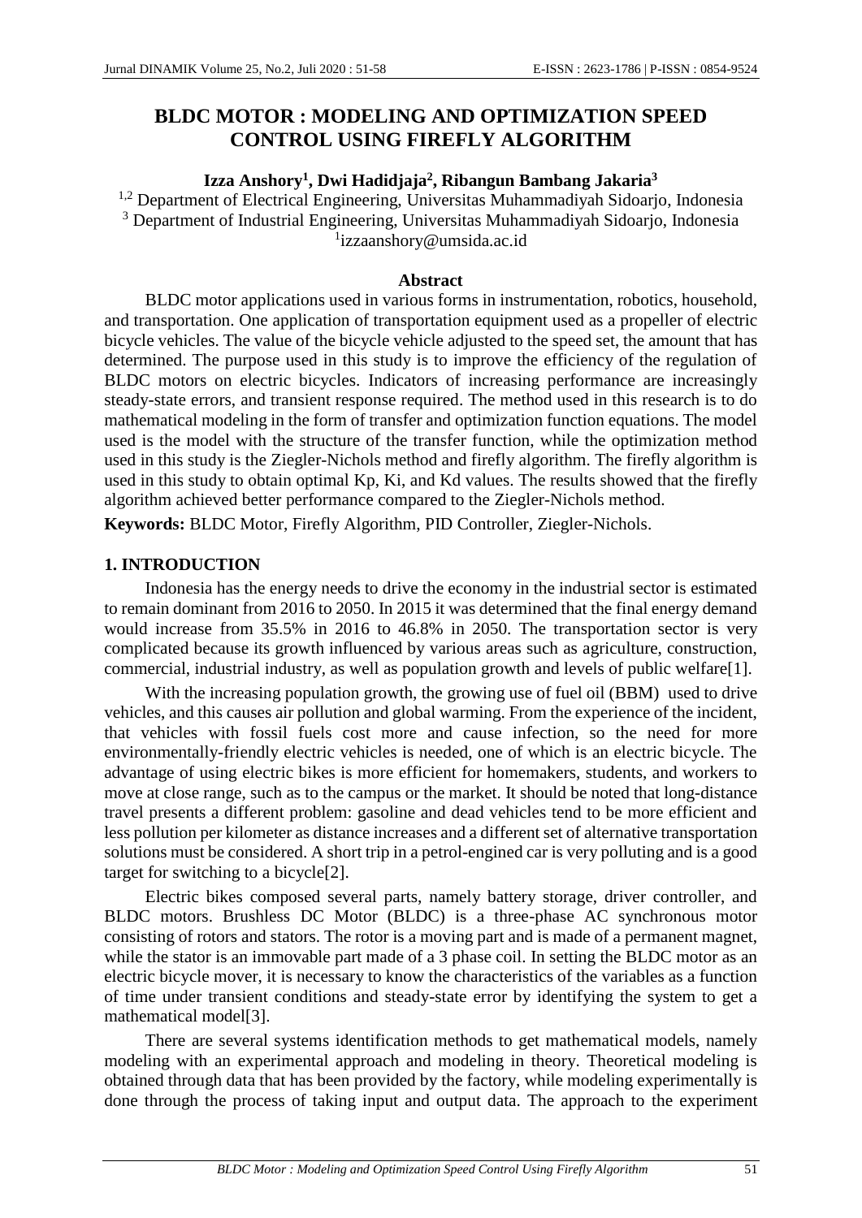# BLDC MOTOR : MODELING AND OPTIMIZATION SPEED CONTROL USING FIREFLY ALGORITHM

**Izza Anshory[1], Dwi Hadidjaja[2], Ribangun Bambang Jakaria[3]**

[1,2] Department of Electrical Engineering, Universitas Muhammadiyah Sidoarjo, Indonesia
[3] Department of Industrial Engineering, Universitas Muhammadiyah Sidoarjo, Indonesia
[1]izzaanshory@umsida.ac.id

### Abstract

BLDC motor applications used in various forms in instrumentation, robotics, household, and transportation. One application of transportation equipment used as a propeller of electric bicycle vehicles. The value of the bicycle vehicle adjusted to the speed set, the amount that has determined. The purpose used in this study is to improve the efficiency of the regulation of BLDC motors on electric bicycles. Indicators of increasing performance are increasingly steady-state errors, and transient response required. The method used in this research is to do mathematical modeling in the form of transfer and optimization function equations. The model used is the model with the structure of the transfer function, while the optimization method used in this study is the Ziegler-Nichols method and firefly algorithm. The firefly algorithm is used in this study to obtain optimal Kp, Ki, and Kd values. The results showed that the firefly algorithm achieved better performance compared to the Ziegler-Nichols method.

**Keywords:** BLDC Motor, Firefly Algorithm, PID Controller, Ziegler-Nichols.

## 1. INTRODUCTION

Indonesia has the energy needs to drive the economy in the industrial sector is estimated to remain dominant from 2016 to 2050. In 2015 it was determined that the final energy demand would increase from 35.5% in 2016 to 46.8% in 2050. The transportation sector is very complicated because its growth influenced by various areas such as agriculture, construction, commercial, industrial industry, as well as population growth and levels of public welfare[1].

With the increasing population growth, the growing use of fuel oil (BBM) used to drive vehicles, and this causes air pollution and global warming. From the experience of the incident, that vehicles with fossil fuels cost more and cause infection, so the need for more environmentally-friendly electric vehicles is needed, one of which is an electric bicycle. The advantage of using electric bikes is more efficient for homemakers, students, and workers to move at close range, such as to the campus or the market. It should be noted that long-distance travel presents a different problem: gasoline and dead vehicles tend to be more efficient and less pollution per kilometer as distance increases and a different set of alternative transportation solutions must be considered. A short trip in a petrol-engined car is very polluting and is a good target for switching to a bicycle[2].

Electric bikes composed several parts, namely battery storage, driver controller, and BLDC motors. Brushless DC Motor (BLDC) is a three-phase AC synchronous motor consisting of rotors and stators. The rotor is a moving part and is made of a permanent magnet, while the stator is an immovable part made of a 3 phase coil. In setting the BLDC motor as an electric bicycle mover, it is necessary to know the characteristics of the variables as a function of time under transient conditions and steady-state error by identifying the system to get a mathematical model[3].

There are several systems identification methods to get mathematical models, namely modeling with an experimental approach and modeling in theory. Theoretical modeling is obtained through data that has been provided by the factory, while modeling experimentally is done through the process of taking input and output data. The approach to the experiment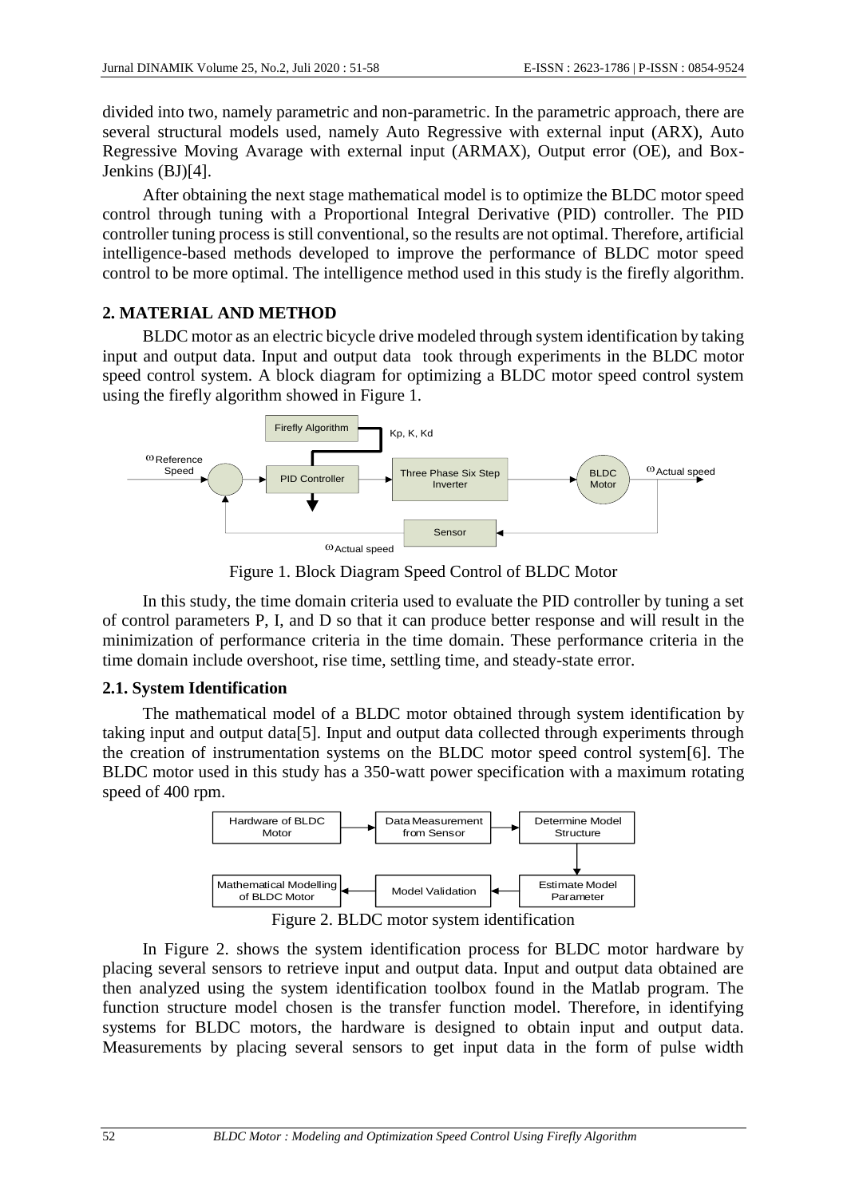divided into two, namely parametric and non-parametric. In the parametric approach, there are several structural models used, namely Auto Regressive with external input (ARX), Auto Regressive Moving Avarage with external input (ARMAX), Output error (OE), and Box-Jenkins (BJ)[4].

After obtaining the next stage mathematical model is to optimize the BLDC motor speed control through tuning with a Proportional Integral Derivative (PID) controller. The PID controller tuning process is still conventional, so the results are not optimal. Therefore, artificial intelligence-based methods developed to improve the performance of BLDC motor speed control to be more optimal. The intelligence method used in this study is the firefly algorithm.

## 2. MATERIAL AND METHOD

BLDC motor as an electric bicycle drive modeled through system identification by taking input and output data. Input and output data took through experiments in the BLDC motor speed control system. A block diagram for optimizing a BLDC motor speed control system using the firefly algorithm showed in Figure 1.

Figure 1. Block Diagram Speed Control of BLDC Motor

In this study, the time domain criteria used to evaluate the PID controller by tuning a set of control parameters P, I, and D so that it can produce better response and will result in the minimization of performance criteria in the time domain. These performance criteria in the time domain include overshoot, rise time, settling time, and steady-state error.

### 2.1. System Identification

The mathematical model of a BLDC motor obtained through system identification by taking input and output data[5]. Input and output data collected through experiments through the creation of instrumentation systems on the BLDC motor speed control system[6]. The BLDC motor used in this study has a 350-watt power specification with a maximum rotating speed of 400 rpm.

Figure 2. BLDC motor system identification

In Figure 2. shows the system identification process for BLDC motor hardware by placing several sensors to retrieve input and output data. Input and output data obtained are then analyzed using the system identification toolbox found in the Matlab program. The function structure model chosen is the transfer function model. Therefore, in identifying systems for BLDC motors, the hardware is designed to obtain input and output data. Measurements by placing several sensors to get input data in the form of pulse width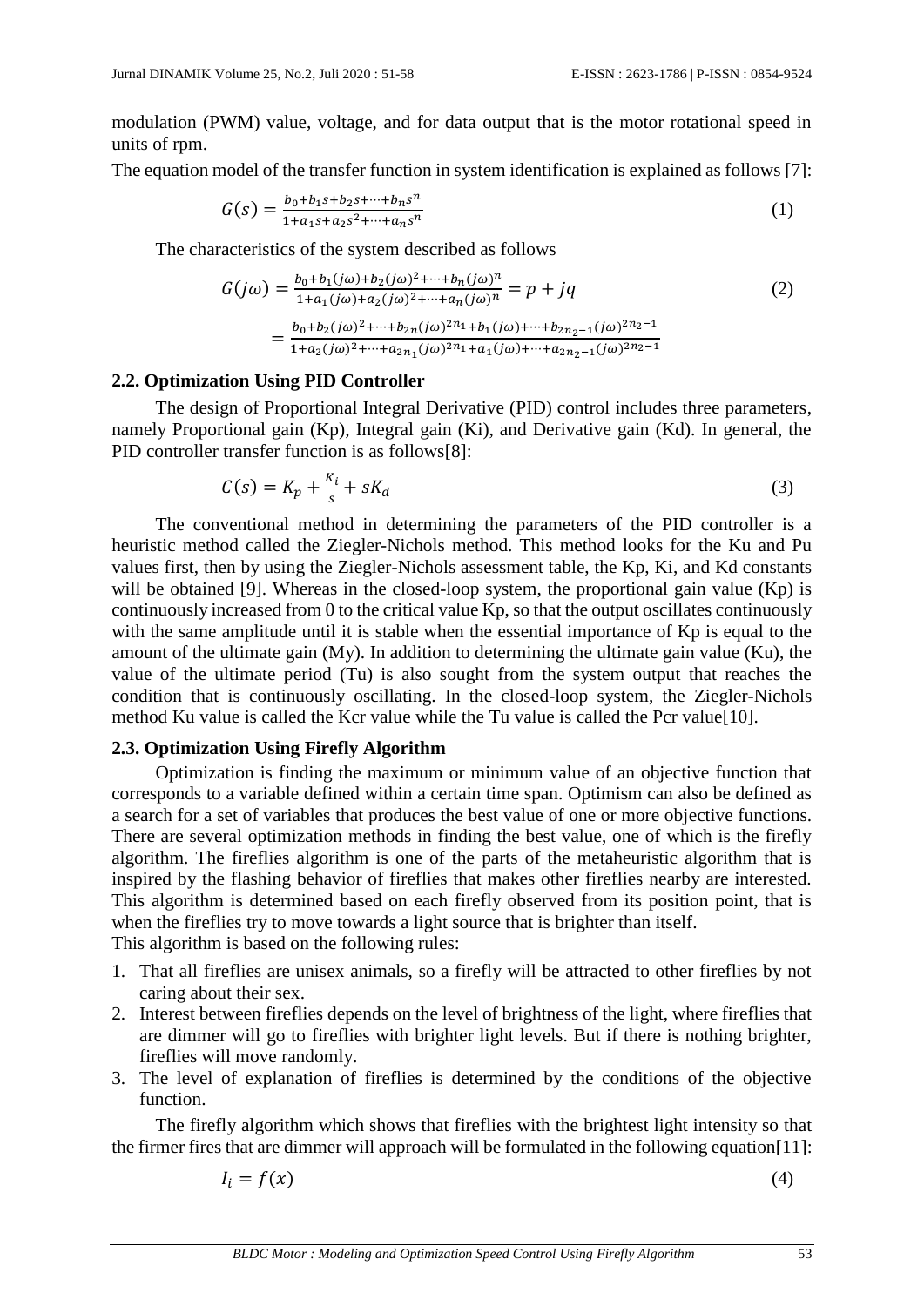modulation (PWM) value, voltage, and for data output that is the motor rotational speed in units of rpm.

The equation model of the transfer function in system identification is explained as follows [7]:

$$G(s) = \frac{b_0+b_1 s+b_2 s+\cdots+b_n s^n}{1+a_1 s+a_2 s^2+\cdots+a_n s^n} \tag{1}$$

The characteristics of the system described as follows

$$G(j\omega) = \frac{b_0+b_1(j\omega)+b_2(j\omega)^2+\cdots+b_n(j\omega)^n}{1+a_1(j\omega)+a_2(j\omega)^2+\cdots+a_n(j\omega)^n} = p + jq \tag{2}$$

$$= \frac{b_0+b_2(j\omega)^2+\cdots+b_{2n}(j\omega)^{2n_1}+b_1(j\omega)+\cdots+b_{2n_2-1}(j\omega)^{2n_2-1}}{1+a_2(j\omega)^2+\cdots+a_{2n_1}(j\omega)^{2n_1}+a_1(j\omega)+\cdots+a_{2n_2-1}(j\omega)^{2n_2-1}}$$

### 2.2. Optimization Using PID Controller

The design of Proportional Integral Derivative (PID) control includes three parameters, namely Proportional gain (Kp), Integral gain (Ki), and Derivative gain (Kd). In general, the PID controller transfer function is as follows[8]:

$$C(s) = K_p + \frac{K_i}{s} + sK_d \tag{3}$$

The conventional method in determining the parameters of the PID controller is a heuristic method called the Ziegler-Nichols method. This method looks for the Ku and Pu values first, then by using the Ziegler-Nichols assessment table, the Kp, Ki, and Kd constants will be obtained [9]. Whereas in the closed-loop system, the proportional gain value (Kp) is continuously increased from 0 to the critical value Kp, so that the output oscillates continuously with the same amplitude until it is stable when the essential importance of Kp is equal to the amount of the ultimate gain (My). In addition to determining the ultimate gain value (Ku), the value of the ultimate period (Tu) is also sought from the system output that reaches the condition that is continuously oscillating. In the closed-loop system, the Ziegler-Nichols method Ku value is called the Kcr value while the Tu value is called the Pcr value[10].

### 2.3. Optimization Using Firefly Algorithm

Optimization is finding the maximum or minimum value of an objective function that corresponds to a variable defined within a certain time span. Optimism can also be defined as a search for a set of variables that produces the best value of one or more objective functions. There are several optimization methods in finding the best value, one of which is the firefly algorithm. The fireflies algorithm is one of the parts of the metaheuristic algorithm that is inspired by the flashing behavior of fireflies that makes other fireflies nearby are interested. This algorithm is determined based on each firefly observed from its position point, that is when the fireflies try to move towards a light source that is brighter than itself.

This algorithm is based on the following rules:

1. That all fireflies are unisex animals, so a firefly will be attracted to other fireflies by not caring about their sex.
2. Interest between fireflies depends on the level of brightness of the light, where fireflies that are dimmer will go to fireflies with brighter light levels. But if there is nothing brighter, fireflies will move randomly.
3. The level of explanation of fireflies is determined by the conditions of the objective function.

The firefly algorithm which shows that fireflies with the brightest light intensity so that the firmer fires that are dimmer will approach will be formulated in the following equation[11]:

$$I_i = f(x) \tag{4}$$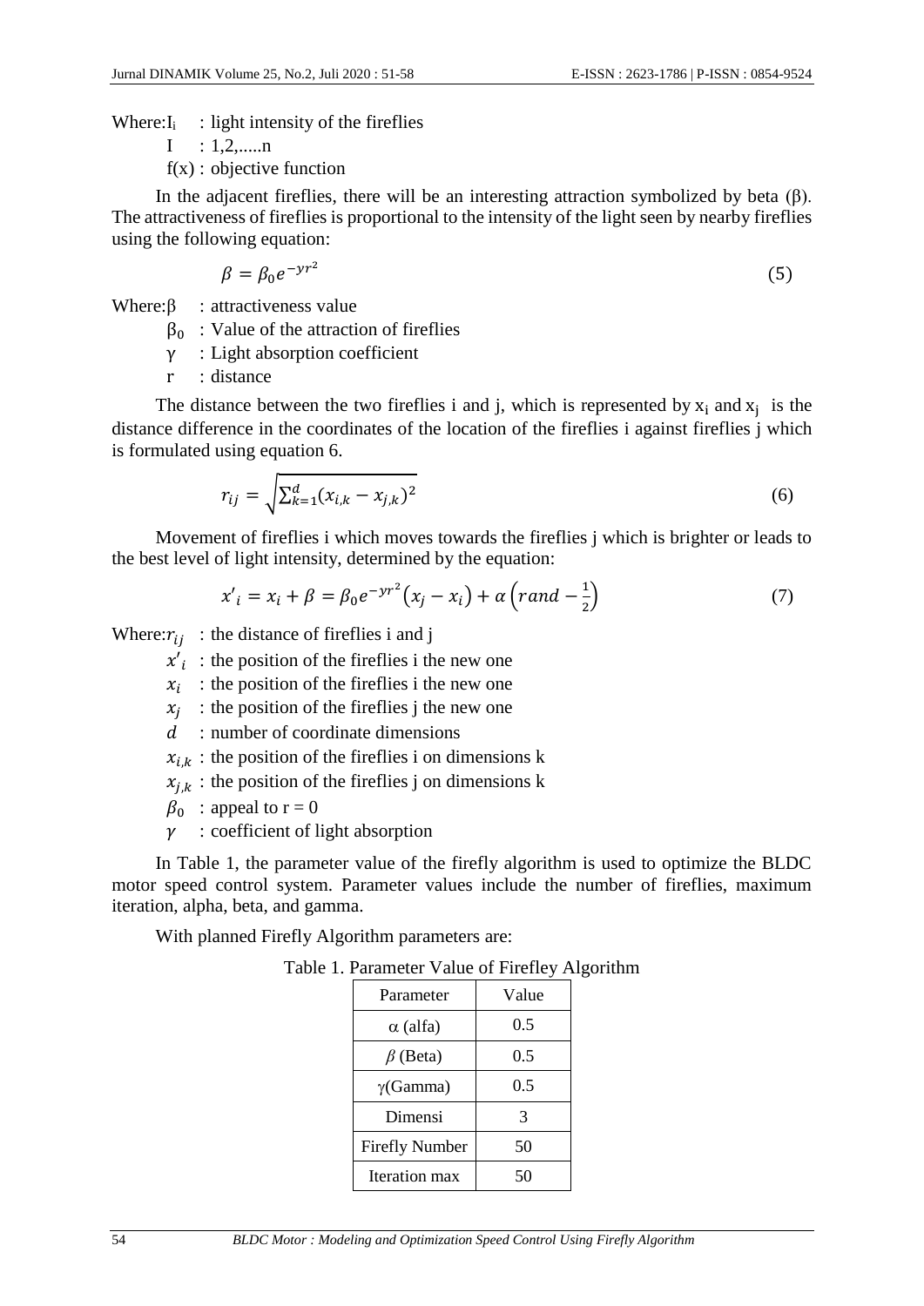Where: $I_i$ : light intensity of the fireflies

I : 1,2,.....n

f(x) : objective function

In the adjacent fireflies, there will be an interesting attraction symbolized by beta (β). The attractiveness of fireflies is proportional to the intensity of the light seen by nearby fireflies using the following equation:

$$\beta = \beta_0 e^{-yr^2} \tag{5}$$

Where: β : attractiveness value

$\beta_0$ : Value of the attraction of fireflies

γ : Light absorption coefficient

r : distance

The distance between the two fireflies i and j, which is represented by $x_i$ and $x_j$ is the distance difference in the coordinates of the location of the fireflies i against fireflies j which is formulated using equation 6.

$$r_{ij} = \sqrt{\sum_{k=1}^{d}(x_{i,k} - x_{j,k})^2} \tag{6}$$

Movement of fireflies i which moves towards the fireflies j which is brighter or leads to the best level of light intensity, determined by the equation:

$$x'_i = x_i + \beta = \beta_0 e^{-yr^2}\left(x_j - x_i\right) + \alpha\left(rand - \frac{1}{2}\right) \tag{7}$$

Where: $r_{ij}$ : the distance of fireflies i and j

$x'_i$ : the position of the fireflies i the new one

$x_i$ : the position of the fireflies i the new one

$x_j$ : the position of the fireflies j the new one

$d$ : number of coordinate dimensions

$x_{i,k}$ : the position of the fireflies i on dimensions k

$x_{j,k}$ : the position of the fireflies j on dimensions k

$\beta_0$ : appeal to r = 0

$\gamma$ : coefficient of light absorption

In Table 1, the parameter value of the firefly algorithm is used to optimize the BLDC motor speed control system. Parameter values include the number of fireflies, maximum iteration, alpha, beta, and gamma.

With planned Firefly Algorithm parameters are:

Table 1. Parameter Value of Firefley Algorithm

| Parameter | Value |
|---|---|
| α (alfa) | 0.5 |
| β (Beta) | 0.5 |
| γ(Gamma) | 0.5 |
| Dimensi | 3 |
| Firefly Number | 50 |
| Iteration max | 50 |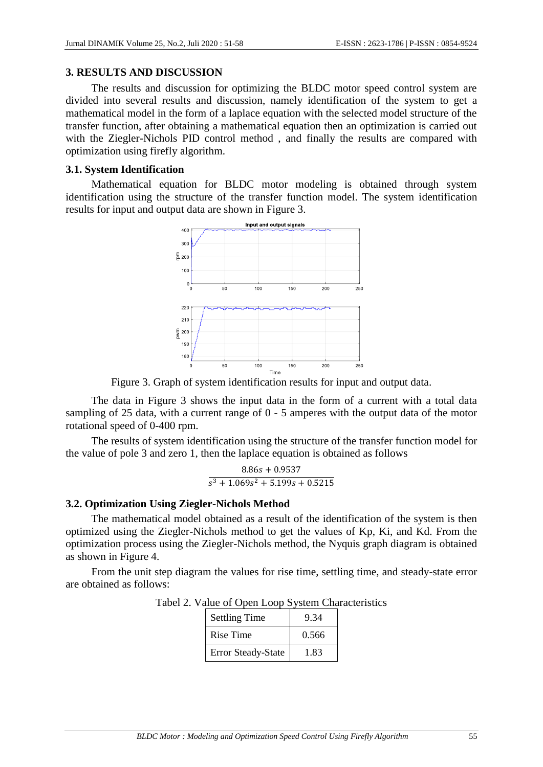## 3. RESULTS AND DISCUSSION

The results and discussion for optimizing the BLDC motor speed control system are divided into several results and discussion, namely identification of the system to get a mathematical model in the form of a laplace equation with the selected model structure of the transfer function, after obtaining a mathematical equation then an optimization is carried out with the Ziegler-Nichols PID control method , and finally the results are compared with optimization using firefly algorithm.

### 3.1. System Identification

Mathematical equation for BLDC motor modeling is obtained through system identification using the structure of the transfer function model. The system identification results for input and output data are shown in Figure 3.

Figure 3. Graph of system identification results for input and output data.

The data in Figure 3 shows the input data in the form of a current with a total data sampling of 25 data, with a current range of 0 - 5 amperes with the output data of the motor rotational speed of 0-400 rpm.

The results of system identification using the structure of the transfer function model for the value of pole 3 and zero 1, then the laplace equation is obtained as follows

$$\frac{8.86s + 0.9537}{s^3 + 1.069s^2 + 5.199s + 0.5215}$$

### 3.2. Optimization Using Ziegler-Nichols Method

The mathematical model obtained as a result of the identification of the system is then optimized using the Ziegler-Nichols method to get the values of Kp, Ki, and Kd. From the optimization process using the Ziegler-Nichols method, the Nyquis graph diagram is obtained as shown in Figure 4.

From the unit step diagram the values for rise time, settling time, and steady-state error are obtained as follows:

Tabel 2. Value of Open Loop System Characteristics

| | |
|---|---|
| Settling Time | 9.34 |
| Rise Time | 0.566 |
| Error Steady-State | 1.83 |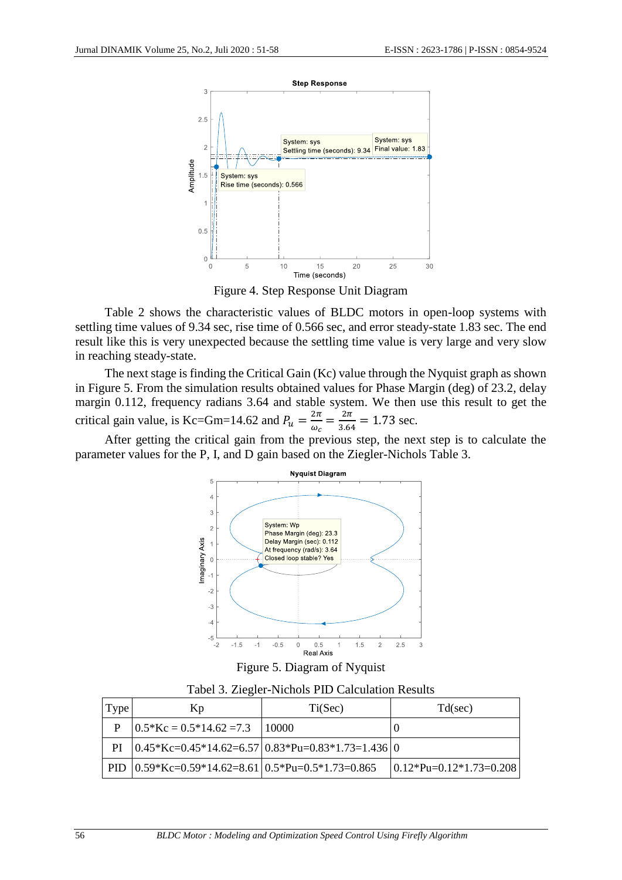Figure 4. Step Response Unit Diagram

Table 2 shows the characteristic values of BLDC motors in open-loop systems with settling time values of 9.34 sec, rise time of 0.566 sec, and error steady-state 1.83 sec. The end result like this is very unexpected because the settling time value is very large and very slow in reaching steady-state.

The next stage is finding the Critical Gain (Kc) value through the Nyquist graph as shown in Figure 5. From the simulation results obtained values for Phase Margin (deg) of 23.2, delay margin 0.112, frequency radians 3.64 and stable system. We then use this result to get the critical gain value, is Kc=Gm=14.62 and $P_u = \frac{2\pi}{\omega_c} = \frac{2\pi}{3.64} = 1.73$ sec.

After getting the critical gain from the previous step, the next step is to calculate the parameter values for the P, I, and D gain based on the Ziegler-Nichols Table 3.

Figure 5. Diagram of Nyquist

Tabel 3. Ziegler-Nichols PID Calculation Results

| Type | Kp | Ti(Sec) | Td(sec) |
|---|---|---|---|
| P | 0.5*Kc = 0.5*14.62 =7.3 | 10000 | 0 |
| PI | 0.45*Kc=0.45*14.62=6.57 | 0.83*Pu=0.83*1.73=1.436 | 0 |
| PID | 0.59*Kc=0.59*14.62=8.61 | 0.5*Pu=0.5*1.73=0.865 | 0.12*Pu=0.12*1.73=0.208 |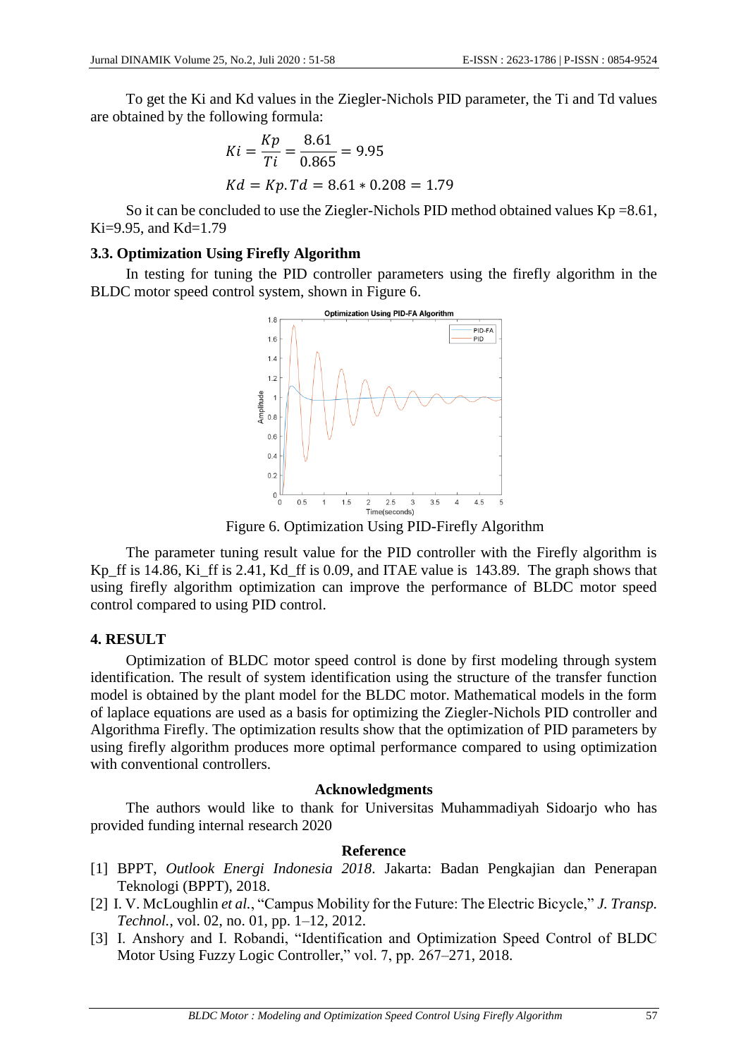To get the Ki and Kd values in the Ziegler-Nichols PID parameter, the Ti and Td values are obtained by the following formula:

$$Ki = \frac{Kp}{Ti} = \frac{8.61}{0.865} = 9.95$$

$$Kd = Kp.Td = 8.61 * 0.208 = 1.79$$

So it can be concluded to use the Ziegler-Nichols PID method obtained values Kp =8.61, Ki=9.95, and Kd=1.79

### 3.3. Optimization Using Firefly Algorithm

In testing for tuning the PID controller parameters using the firefly algorithm in the BLDC motor speed control system, shown in Figure 6.

Figure 6. Optimization Using PID-Firefly Algorithm

The parameter tuning result value for the PID controller with the Firefly algorithm is Kp_ff is 14.86, Ki_ff is 2.41, Kd_ff is 0.09, and ITAE value is 143.89. The graph shows that using firefly algorithm optimization can improve the performance of BLDC motor speed control compared to using PID control.

## 4. RESULT

Optimization of BLDC motor speed control is done by first modeling through system identification. The result of system identification using the structure of the transfer function model is obtained by the plant model for the BLDC motor. Mathematical models in the form of laplace equations are used as a basis for optimizing the Ziegler-Nichols PID controller and Algorithma Firefly. The optimization results show that the optimization of PID parameters by using firefly algorithm produces more optimal performance compared to using optimization with conventional controllers.

**Acknowledgments**

The authors would like to thank for Universitas Muhammadiyah Sidoarjo who has provided funding internal research 2020

**Reference**

[1] BPPT, *Outlook Energi Indonesia 2018*. Jakarta: Badan Pengkajian dan Penerapan Teknologi (BPPT), 2018.

[2] I. V. McLoughlin *et al.*, "Campus Mobility for the Future: The Electric Bicycle," *J. Transp. Technol.*, vol. 02, no. 01, pp. 1–12, 2012.

[3] I. Anshory and I. Robandi, "Identification and Optimization Speed Control of BLDC Motor Using Fuzzy Logic Controller," vol. 7, pp. 267–271, 2018.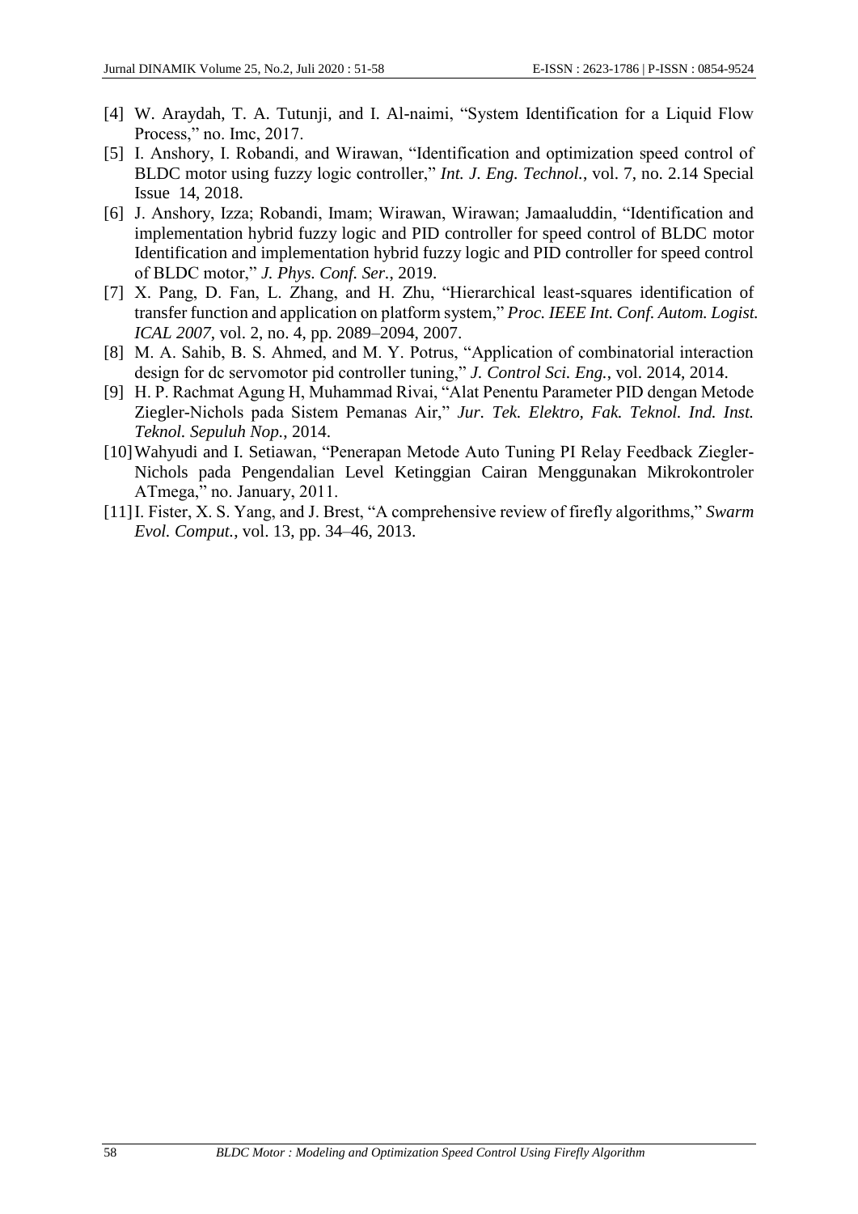[4] W. Araydah, T. A. Tutunji, and I. Al-naimi, "System Identification for a Liquid Flow Process," no. Imc, 2017.

[5] I. Anshory, I. Robandi, and Wirawan, "Identification and optimization speed control of BLDC motor using fuzzy logic controller," *Int. J. Eng. Technol.*, vol. 7, no. 2.14 Special Issue 14, 2018.

[6] J. Anshory, Izza; Robandi, Imam; Wirawan, Wirawan; Jamaaluddin, "Identification and implementation hybrid fuzzy logic and PID controller for speed control of BLDC motor Identification and implementation hybrid fuzzy logic and PID controller for speed control of BLDC motor," *J. Phys. Conf. Ser.*, 2019.

[7] X. Pang, D. Fan, L. Zhang, and H. Zhu, "Hierarchical least-squares identification of transfer function and application on platform system," *Proc. IEEE Int. Conf. Autom. Logist. ICAL 2007*, vol. 2, no. 4, pp. 2089–2094, 2007.

[8] M. A. Sahib, B. S. Ahmed, and M. Y. Potrus, "Application of combinatorial interaction design for dc servomotor pid controller tuning," *J. Control Sci. Eng.*, vol. 2014, 2014.

[9] H. P. Rachmat Agung H, Muhammad Rivai, "Alat Penentu Parameter PID dengan Metode Ziegler-Nichols pada Sistem Pemanas Air," *Jur. Tek. Elektro, Fak. Teknol. Ind. Inst. Teknol. Sepuluh Nop.*, 2014.

[10] Wahyudi and I. Setiawan, "Penerapan Metode Auto Tuning PI Relay Feedback Ziegler-Nichols pada Pengendalian Level Ketinggian Cairan Menggunakan Mikrokontroler ATmega," no. January, 2011.

[11] I. Fister, X. S. Yang, and J. Brest, "A comprehensive review of firefly algorithms," *Swarm Evol. Comput.*, vol. 13, pp. 34–46, 2013.